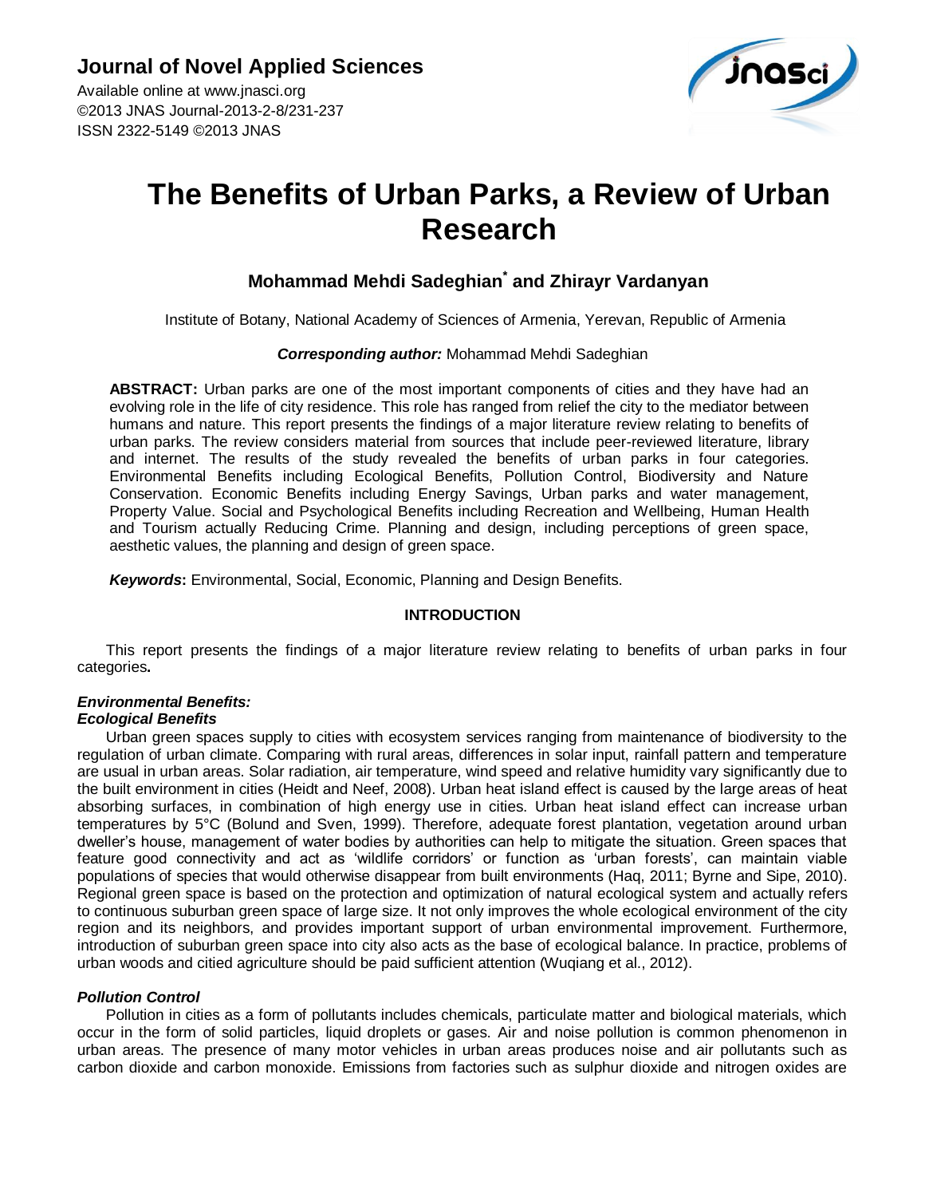# Journal of Novel Applied Sciences

Available online at www.jnasci.org
©2013 JNAS Journal-2013-2-8/231-237
ISSN 2322-5149 ©2013 JNAS

# The Benefits of Urban Parks, a Review of Urban Research

## Mohammad Mehdi Sadeghian* and Zhirayr Vardanyan

Institute of Botany, National Academy of Sciences of Armenia, Yerevan, Republic of Armenia

***Corresponding author:*** Mohammad Mehdi Sadeghian

**ABSTRACT:** Urban parks are one of the most important components of cities and they have had an evolving role in the life of city residence. This role has ranged from relief the city to the mediator between humans and nature. This report presents the findings of a major literature review relating to benefits of urban parks. The review considers material from sources that include peer-reviewed literature, library and internet. The results of the study revealed the benefits of urban parks in four categories. Environmental Benefits including Ecological Benefits, Pollution Control, Biodiversity and Nature Conservation. Economic Benefits including Energy Savings, Urban parks and water management, Property Value. Social and Psychological Benefits including Recreation and Wellbeing, Human Health and Tourism actually Reducing Crime. Planning and design, including perceptions of green space, aesthetic values, the planning and design of green space.

***Keywords*:** Environmental, Social, Economic, Planning and Design Benefits.

## INTRODUCTION

This report presents the findings of a major literature review relating to benefits of urban parks in four categories**.**

### *Environmental Benefits:*

### *Ecological Benefits*

Urban green spaces supply to cities with ecosystem services ranging from maintenance of biodiversity to the regulation of urban climate. Comparing with rural areas, differences in solar input, rainfall pattern and temperature are usual in urban areas. Solar radiation, air temperature, wind speed and relative humidity vary significantly due to the built environment in cities (Heidt and Neef, 2008). Urban heat island effect is caused by the large areas of heat absorbing surfaces, in combination of high energy use in cities. Urban heat island effect can increase urban temperatures by 5°C (Bolund and Sven, 1999). Therefore, adequate forest plantation, vegetation around urban dweller's house, management of water bodies by authorities can help to mitigate the situation. Green spaces that feature good connectivity and act as 'wildlife corridors' or function as 'urban forests', can maintain viable populations of species that would otherwise disappear from built environments (Haq, 2011; Byrne and Sipe, 2010). Regional green space is based on the protection and optimization of natural ecological system and actually refers to continuous suburban green space of large size. It not only improves the whole ecological environment of the city region and its neighbors, and provides important support of urban environmental improvement. Furthermore, introduction of suburban green space into city also acts as the base of ecological balance. In practice, problems of urban woods and citied agriculture should be paid sufficient attention (Wuqiang et al., 2012).

### *Pollution Control*

Pollution in cities as a form of pollutants includes chemicals, particulate matter and biological materials, which occur in the form of solid particles, liquid droplets or gases. Air and noise pollution is common phenomenon in urban areas. The presence of many motor vehicles in urban areas produces noise and air pollutants such as carbon dioxide and carbon monoxide. Emissions from factories such as sulphur dioxide and nitrogen oxides are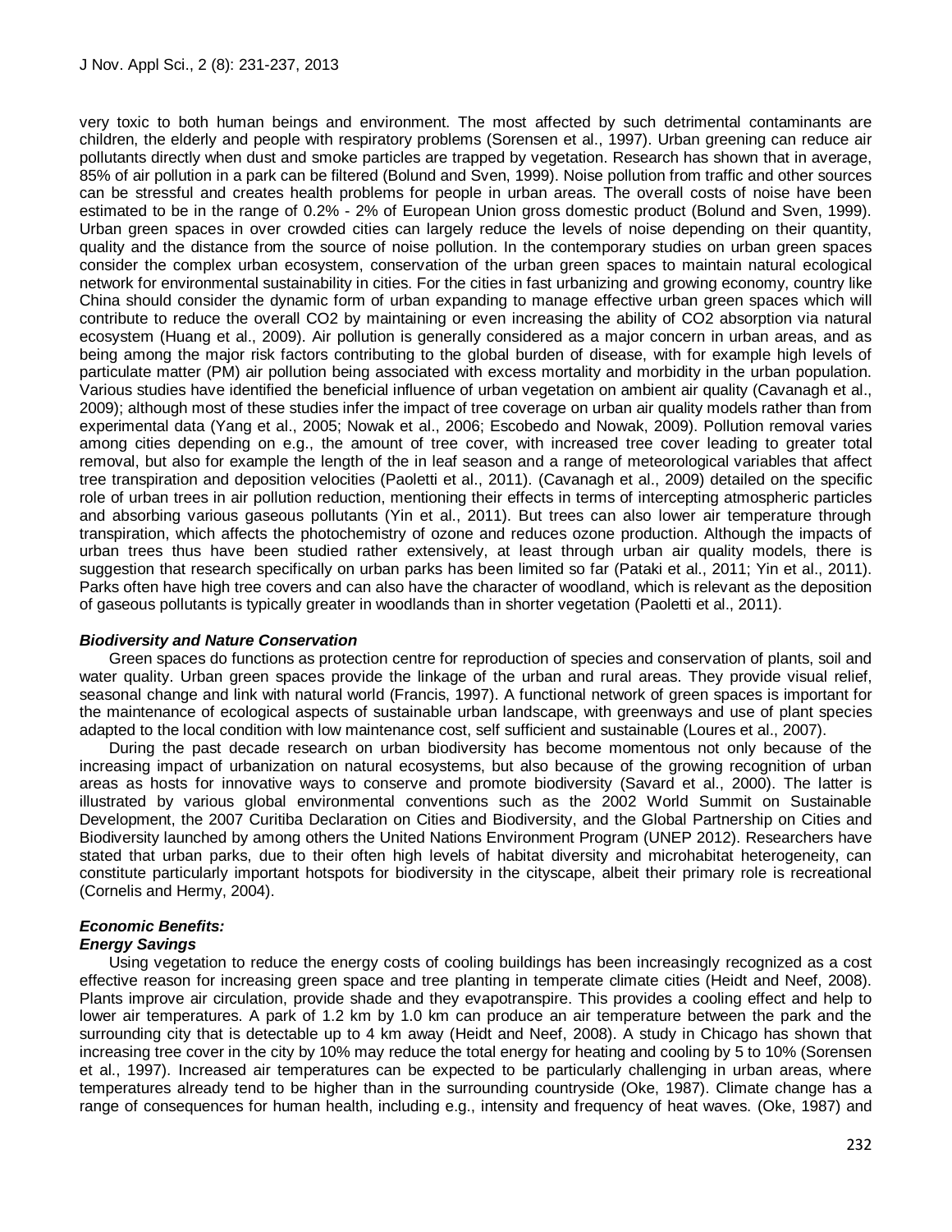very toxic to both human beings and environment. The most affected by such detrimental contaminants are children, the elderly and people with respiratory problems (Sorensen et al., 1997). Urban greening can reduce air pollutants directly when dust and smoke particles are trapped by vegetation. Research has shown that in average, 85% of air pollution in a park can be filtered (Bolund and Sven, 1999). Noise pollution from traffic and other sources can be stressful and creates health problems for people in urban areas. The overall costs of noise have been estimated to be in the range of 0.2% - 2% of European Union gross domestic product (Bolund and Sven, 1999). Urban green spaces in over crowded cities can largely reduce the levels of noise depending on their quantity, quality and the distance from the source of noise pollution. In the contemporary studies on urban green spaces consider the complex urban ecosystem, conservation of the urban green spaces to maintain natural ecological network for environmental sustainability in cities. For the cities in fast urbanizing and growing economy, country like China should consider the dynamic form of urban expanding to manage effective urban green spaces which will contribute to reduce the overall $CO_2$ by maintaining or even increasing the ability of $CO_2$ absorption via natural ecosystem (Huang et al., 2009). Air pollution is generally considered as a major concern in urban areas, and as being among the major risk factors contributing to the global burden of disease, with for example high levels of particulate matter (PM) air pollution being associated with excess mortality and morbidity in the urban population. Various studies have identified the beneficial influence of urban vegetation on ambient air quality (Cavanagh et al., 2009); although most of these studies infer the impact of tree coverage on urban air quality models rather than from experimental data (Yang et al., 2005; Nowak et al., 2006; Escobedo and Nowak, 2009). Pollution removal varies among cities depending on e.g., the amount of tree cover, with increased tree cover leading to greater total removal, but also for example the length of the in leaf season and a range of meteorological variables that affect tree transpiration and deposition velocities (Paoletti et al., 2011). (Cavanagh et al., 2009) detailed on the specific role of urban trees in air pollution reduction, mentioning their effects in terms of intercepting atmospheric particles and absorbing various gaseous pollutants (Yin et al., 2011). But trees can also lower air temperature through transpiration, which affects the photochemistry of ozone and reduces ozone production. Although the impacts of urban trees thus have been studied rather extensively, at least through urban air quality models, there is suggestion that research specifically on urban parks has been limited so far (Pataki et al., 2011; Yin et al., 2011). Parks often have high tree covers and can also have the character of woodland, which is relevant as the deposition of gaseous pollutants is typically greater in woodlands than in shorter vegetation (Paoletti et al., 2011).

### *Biodiversity and Nature Conservation*

Green spaces do functions as protection centre for reproduction of species and conservation of plants, soil and water quality. Urban green spaces provide the linkage of the urban and rural areas. They provide visual relief, seasonal change and link with natural world (Francis, 1997). A functional network of green spaces is important for the maintenance of ecological aspects of sustainable urban landscape, with greenways and use of plant species adapted to the local condition with low maintenance cost, self sufficient and sustainable (Loures et al., 2007).

During the past decade research on urban biodiversity has become momentous not only because of the increasing impact of urbanization on natural ecosystems, but also because of the growing recognition of urban areas as hosts for innovative ways to conserve and promote biodiversity (Savard et al., 2000). The latter is illustrated by various global environmental conventions such as the 2002 World Summit on Sustainable Development, the 2007 Curitiba Declaration on Cities and Biodiversity, and the Global Partnership on Cities and Biodiversity launched by among others the United Nations Environment Program (UNEP 2012). Researchers have stated that urban parks, due to their often high levels of habitat diversity and microhabitat heterogeneity, can constitute particularly important hotspots for biodiversity in the cityscape, albeit their primary role is recreational (Cornelis and Hermy, 2004).

### *Economic Benefits:*

### *Energy Savings*

Using vegetation to reduce the energy costs of cooling buildings has been increasingly recognized as a cost effective reason for increasing green space and tree planting in temperate climate cities (Heidt and Neef, 2008). Plants improve air circulation, provide shade and they evapotranspire. This provides a cooling effect and help to lower air temperatures. A park of 1.2 km by 1.0 km can produce an air temperature between the park and the surrounding city that is detectable up to 4 km away (Heidt and Neef, 2008). A study in Chicago has shown that increasing tree cover in the city by 10% may reduce the total energy for heating and cooling by 5 to 10% (Sorensen et al., 1997). Increased air temperatures can be expected to be particularly challenging in urban areas, where temperatures already tend to be higher than in the surrounding countryside (Oke, 1987). Climate change has a range of consequences for human health, including e.g., intensity and frequency of heat waves. (Oke, 1987) and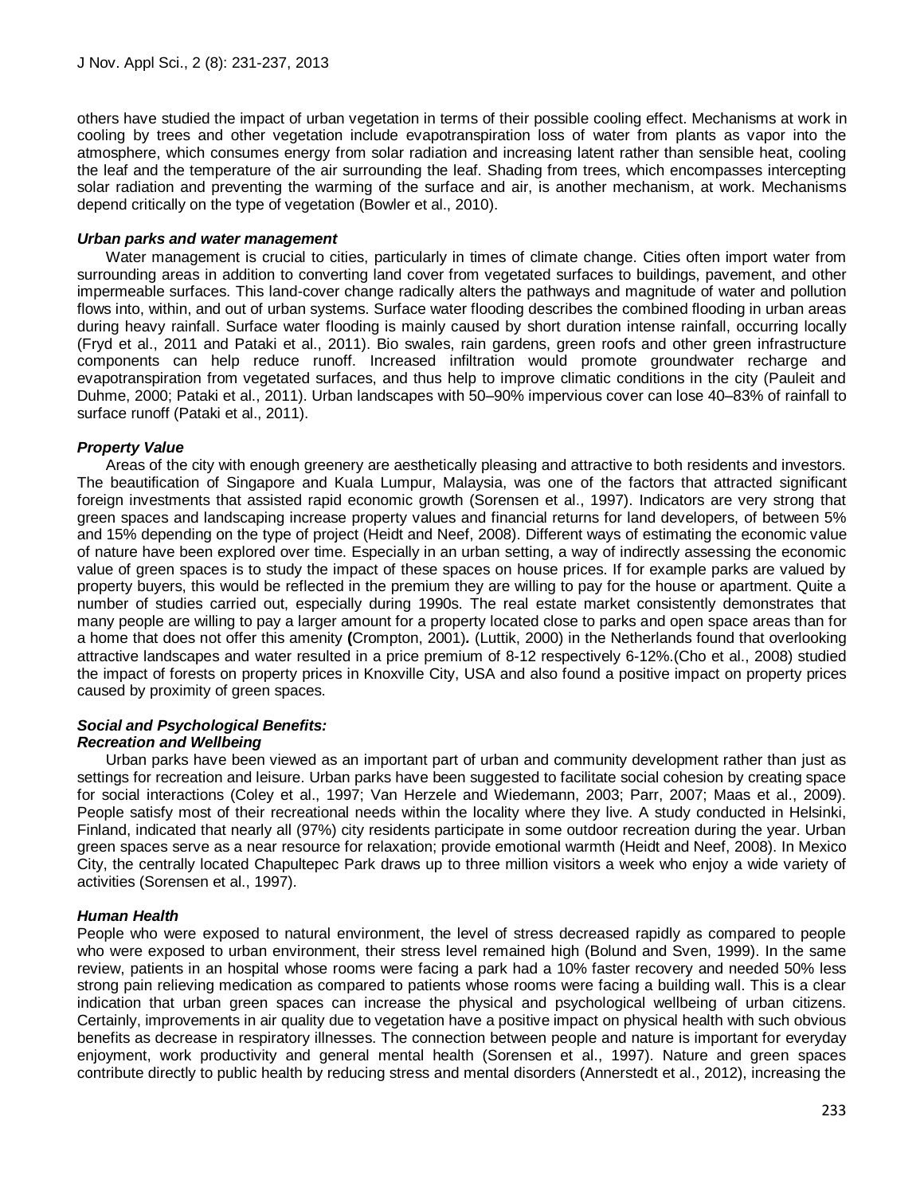others have studied the impact of urban vegetation in terms of their possible cooling effect. Mechanisms at work in cooling by trees and other vegetation include evapotranspiration loss of water from plants as vapor into the atmosphere, which consumes energy from solar radiation and increasing latent rather than sensible heat, cooling the leaf and the temperature of the air surrounding the leaf. Shading from trees, which encompasses intercepting solar radiation and preventing the warming of the surface and air, is another mechanism, at work. Mechanisms depend critically on the type of vegetation (Bowler et al., 2010).

### *Urban parks and water management*

Water management is crucial to cities, particularly in times of climate change. Cities often import water from surrounding areas in addition to converting land cover from vegetated surfaces to buildings, pavement, and other impermeable surfaces. This land-cover change radically alters the pathways and magnitude of water and pollution flows into, within, and out of urban systems. Surface water flooding describes the combined flooding in urban areas during heavy rainfall. Surface water flooding is mainly caused by short duration intense rainfall, occurring locally (Fryd et al., 2011 and Pataki et al., 2011). Bio swales, rain gardens, green roofs and other green infrastructure components can help reduce runoff. Increased infiltration would promote groundwater recharge and evapotranspiration from vegetated surfaces, and thus help to improve climatic conditions in the city (Pauleit and Duhme, 2000; Pataki et al., 2011). Urban landscapes with 50–90% impervious cover can lose 40–83% of rainfall to surface runoff (Pataki et al., 2011).

### *Property Value*

Areas of the city with enough greenery are aesthetically pleasing and attractive to both residents and investors. The beautification of Singapore and Kuala Lumpur, Malaysia, was one of the factors that attracted significant foreign investments that assisted rapid economic growth (Sorensen et al., 1997). Indicators are very strong that green spaces and landscaping increase property values and financial returns for land developers, of between 5% and 15% depending on the type of project (Heidt and Neef, 2008). Different ways of estimating the economic value of nature have been explored over time. Especially in an urban setting, a way of indirectly assessing the economic value of green spaces is to study the impact of these spaces on house prices. If for example parks are valued by property buyers, this would be reflected in the premium they are willing to pay for the house or apartment. Quite a number of studies carried out, especially during 1990s. The real estate market consistently demonstrates that many people are willing to pay a larger amount for a property located close to parks and open space areas than for a home that does not offer this amenity **(**Crompton, 2001)**.** (Luttik, 2000) in the Netherlands found that overlooking attractive landscapes and water resulted in a price premium of 8-12 respectively 6-12%.(Cho et al., 2008) studied the impact of forests on property prices in Knoxville City, USA and also found a positive impact on property prices caused by proximity of green spaces.

### *Social and Psychological Benefits:*
### *Recreation and Wellbeing*

Urban parks have been viewed as an important part of urban and community development rather than just as settings for recreation and leisure. Urban parks have been suggested to facilitate social cohesion by creating space for social interactions (Coley et al., 1997; Van Herzele and Wiedemann, 2003; Parr, 2007; Maas et al., 2009). People satisfy most of their recreational needs within the locality where they live. A study conducted in Helsinki, Finland, indicated that nearly all (97%) city residents participate in some outdoor recreation during the year. Urban green spaces serve as a near resource for relaxation; provide emotional warmth (Heidt and Neef, 2008). In Mexico City, the centrally located Chapultepec Park draws up to three million visitors a week who enjoy a wide variety of activities (Sorensen et al., 1997).

### *Human Health*

People who were exposed to natural environment, the level of stress decreased rapidly as compared to people who were exposed to urban environment, their stress level remained high (Bolund and Sven, 1999). In the same review, patients in an hospital whose rooms were facing a park had a 10% faster recovery and needed 50% less strong pain relieving medication as compared to patients whose rooms were facing a building wall. This is a clear indication that urban green spaces can increase the physical and psychological wellbeing of urban citizens. Certainly, improvements in air quality due to vegetation have a positive impact on physical health with such obvious benefits as decrease in respiratory illnesses. The connection between people and nature is important for everyday enjoyment, work productivity and general mental health (Sorensen et al., 1997). Nature and green spaces contribute directly to public health by reducing stress and mental disorders (Annerstedt et al., 2012), increasing the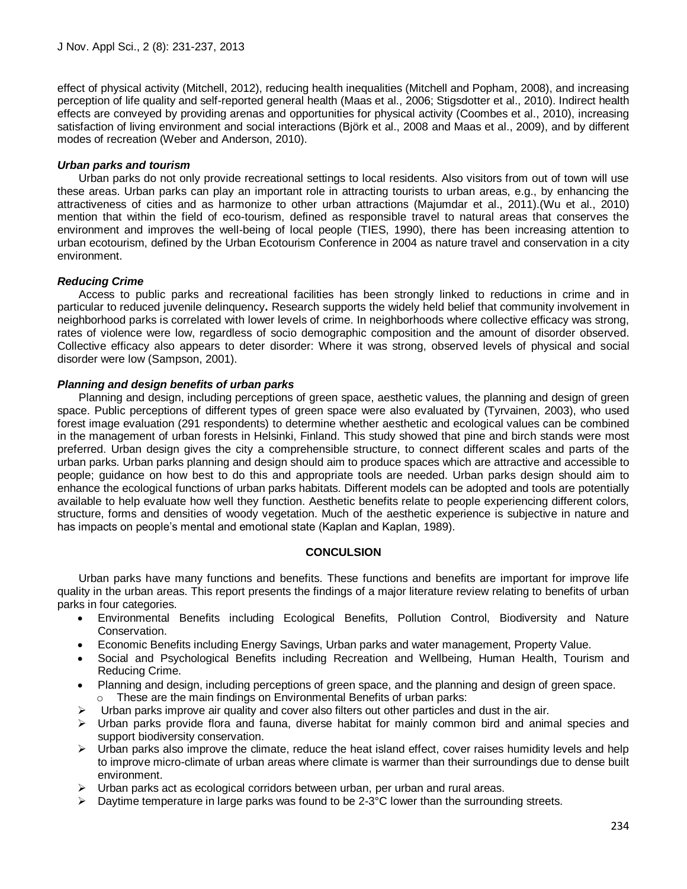effect of physical activity (Mitchell, 2012), reducing health inequalities (Mitchell and Popham, 2008), and increasing perception of life quality and self-reported general health (Maas et al., 2006; Stigsdotter et al., 2010). Indirect health effects are conveyed by providing arenas and opportunities for physical activity (Coombes et al., 2010), increasing satisfaction of living environment and social interactions (Björk et al., 2008 and Maas et al., 2009), and by different modes of recreation (Weber and Anderson, 2010).

### *Urban parks and tourism*

Urban parks do not only provide recreational settings to local residents. Also visitors from out of town will use these areas. Urban parks can play an important role in attracting tourists to urban areas, e.g., by enhancing the attractiveness of cities and as harmonize to other urban attractions (Majumdar et al., 2011).(Wu et al., 2010) mention that within the field of eco-tourism, defined as responsible travel to natural areas that conserves the environment and improves the well-being of local people (TIES, 1990), there has been increasing attention to urban ecotourism, defined by the Urban Ecotourism Conference in 2004 as nature travel and conservation in a city environment.

### *Reducing Crime*

Access to public parks and recreational facilities has been strongly linked to reductions in crime and in particular to reduced juvenile delinquency**.** Research supports the widely held belief that community involvement in neighborhood parks is correlated with lower levels of crime. In neighborhoods where collective efficacy was strong, rates of violence were low, regardless of socio demographic composition and the amount of disorder observed. Collective efficacy also appears to deter disorder: Where it was strong, observed levels of physical and social disorder were low (Sampson, 2001).

### *Planning and design benefits of urban parks*

Planning and design, including perceptions of green space, aesthetic values, the planning and design of green space. Public perceptions of different types of green space were also evaluated by (Tyrvainen, 2003), who used forest image evaluation (291 respondents) to determine whether aesthetic and ecological values can be combined in the management of urban forests in Helsinki, Finland. This study showed that pine and birch stands were most preferred. Urban design gives the city a comprehensible structure, to connect different scales and parts of the urban parks. Urban parks planning and design should aim to produce spaces which are attractive and accessible to people; guidance on how best to do this and appropriate tools are needed. Urban parks design should aim to enhance the ecological functions of urban parks habitats. Different models can be adopted and tools are potentially available to help evaluate how well they function. Aesthetic benefits relate to people experiencing different colors, structure, forms and densities of woody vegetation. Much of the aesthetic experience is subjective in nature and has impacts on people's mental and emotional state (Kaplan and Kaplan, 1989).

## CONCULSION

Urban parks have many functions and benefits. These functions and benefits are important for improve life quality in the urban areas. This report presents the findings of a major literature review relating to benefits of urban parks in four categories.

- Environmental Benefits including Ecological Benefits, Pollution Control, Biodiversity and Nature Conservation.
- Economic Benefits including Energy Savings, Urban parks and water management, Property Value.
- Social and Psychological Benefits including Recreation and Wellbeing, Human Health, Tourism and Reducing Crime.
- Planning and design, including perceptions of green space, and the planning and design of green space.
    - These are the main findings on Environmental Benefits of urban parks:

- Urban parks improve air quality and cover also filters out other particles and dust in the air.
- Urban parks provide flora and fauna, diverse habitat for mainly common bird and animal species and support biodiversity conservation.
- Urban parks also improve the climate, reduce the heat island effect, cover raises humidity levels and help to improve micro-climate of urban areas where climate is warmer than their surroundings due to dense built environment.
- Urban parks act as ecological corridors between urban, per urban and rural areas.
- Daytime temperature in large parks was found to be 2-3°C lower than the surrounding streets.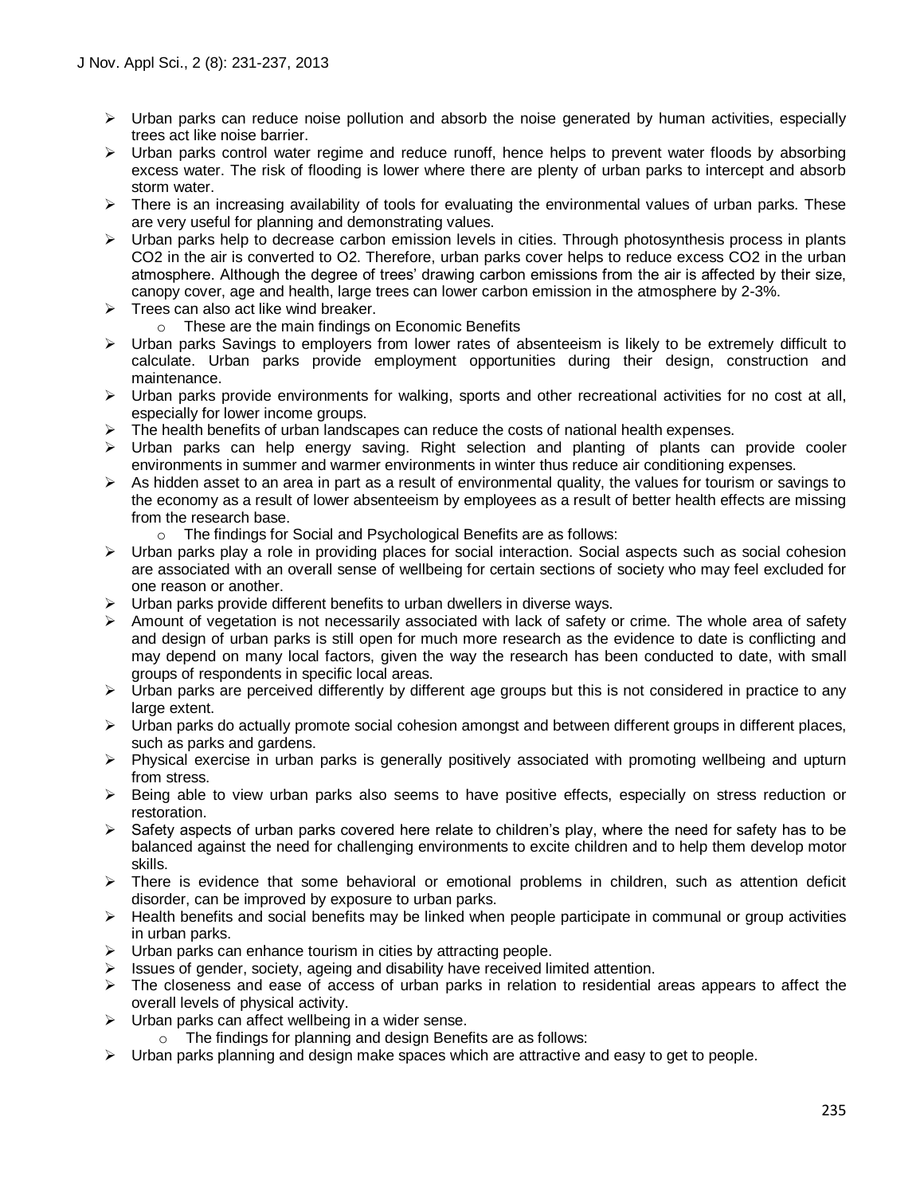- Urban parks can reduce noise pollution and absorb the noise generated by human activities, especially trees act like noise barrier.
- Urban parks control water regime and reduce runoff, hence helps to prevent water floods by absorbing excess water. The risk of flooding is lower where there are plenty of urban parks to intercept and absorb storm water.
- There is an increasing availability of tools for evaluating the environmental values of urban parks. These are very useful for planning and demonstrating values.
- Urban parks help to decrease carbon emission levels in cities. Through photosynthesis process in plants $CO_2$ in the air is converted to $O_2$. Therefore, urban parks cover helps to reduce excess $CO_2$ in the urban atmosphere. Although the degree of trees' drawing carbon emissions from the air is affected by their size, canopy cover, age and health, large trees can lower carbon emission in the atmosphere by 2-3%.
- Trees can also act like wind breaker.
    - These are the main findings on Economic Benefits
- Urban parks Savings to employers from lower rates of absenteeism is likely to be extremely difficult to calculate. Urban parks provide employment opportunities during their design, construction and maintenance.
- Urban parks provide environments for walking, sports and other recreational activities for no cost at all, especially for lower income groups.
- The health benefits of urban landscapes can reduce the costs of national health expenses.
- Urban parks can help energy saving. Right selection and planting of plants can provide cooler environments in summer and warmer environments in winter thus reduce air conditioning expenses.
- As hidden asset to an area in part as a result of environmental quality, the values for tourism or savings to the economy as a result of lower absenteeism by employees as a result of better health effects are missing from the research base.
    - The findings for Social and Psychological Benefits are as follows:
- Urban parks play a role in providing places for social interaction. Social aspects such as social cohesion are associated with an overall sense of wellbeing for certain sections of society who may feel excluded for one reason or another.
- Urban parks provide different benefits to urban dwellers in diverse ways.
- Amount of vegetation is not necessarily associated with lack of safety or crime. The whole area of safety and design of urban parks is still open for much more research as the evidence to date is conflicting and may depend on many local factors, given the way the research has been conducted to date, with small groups of respondents in specific local areas.
- Urban parks are perceived differently by different age groups but this is not considered in practice to any large extent.
- Urban parks do actually promote social cohesion amongst and between different groups in different places, such as parks and gardens.
- Physical exercise in urban parks is generally positively associated with promoting wellbeing and upturn from stress.
- Being able to view urban parks also seems to have positive effects, especially on stress reduction or restoration.
- Safety aspects of urban parks covered here relate to children's play, where the need for safety has to be balanced against the need for challenging environments to excite children and to help them develop motor skills.
- There is evidence that some behavioral or emotional problems in children, such as attention deficit disorder, can be improved by exposure to urban parks.
- Health benefits and social benefits may be linked when people participate in communal or group activities in urban parks.
- Urban parks can enhance tourism in cities by attracting people.
- Issues of gender, society, ageing and disability have received limited attention.
- The closeness and ease of access of urban parks in relation to residential areas appears to affect the overall levels of physical activity.
- Urban parks can affect wellbeing in a wider sense.
    - The findings for planning and design Benefits are as follows:
- Urban parks planning and design make spaces which are attractive and easy to get to people.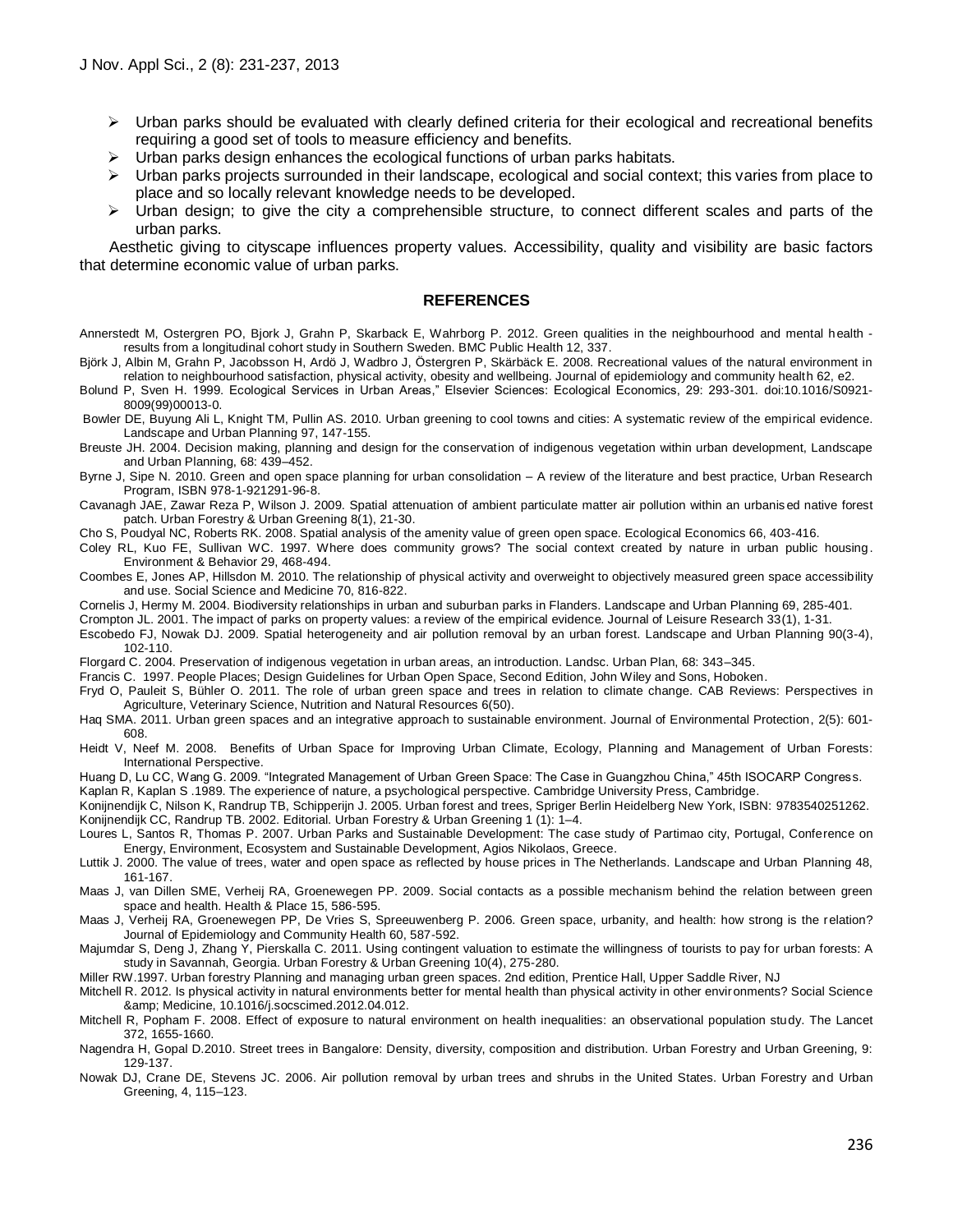- Urban parks should be evaluated with clearly defined criteria for their ecological and recreational benefits requiring a good set of tools to measure efficiency and benefits.
- Urban parks design enhances the ecological functions of urban parks habitats.
- Urban parks projects surrounded in their landscape, ecological and social context; this varies from place to place and so locally relevant knowledge needs to be developed.
- Urban design; to give the city a comprehensible structure, to connect different scales and parts of the urban parks.

Aesthetic giving to cityscape influences property values. Accessibility, quality and visibility are basic factors that determine economic value of urban parks.

## REFERENCES

Annerstedt M, Ostergren PO, Bjork J, Grahn P, Skarback E, Wahrborg P. 2012. Green qualities in the neighbourhood and mental health - results from a longitudinal cohort study in Southern Sweden. BMC Public Health 12, 337.

Björk J, Albin M, Grahn P, Jacobsson H, Ardö J, Wadbro J, Östergren P, Skärbäck E. 2008. Recreational values of the natural environment in relation to neighbourhood satisfaction, physical activity, obesity and wellbeing. Journal of epidemiology and community health 62, e2.

Bolund P, Sven H. 1999. Ecological Services in Urban Areas," Elsevier Sciences: Ecological Economics, 29: 293-301. doi:10.1016/S0921-8009(99)00013-0.

Bowler DE, Buyung Ali L, Knight TM, Pullin AS. 2010. Urban greening to cool towns and cities: A systematic review of the empirical evidence. Landscape and Urban Planning 97, 147-155.

Breuste JH. 2004. Decision making, planning and design for the conservation of indigenous vegetation within urban development, Landscape and Urban Planning, 68: 439–452.

Byrne J, Sipe N. 2010. Green and open space planning for urban consolidation – A review of the literature and best practice, Urban Research Program, ISBN 978-1-921291-96-8.

Cavanagh JAE, Zawar Reza P, Wilson J. 2009. Spatial attenuation of ambient particulate matter air pollution within an urbanised native forest patch. Urban Forestry & Urban Greening 8(1), 21-30.

Cho S, Poudyal NC, Roberts RK. 2008. Spatial analysis of the amenity value of green open space. Ecological Economics 66, 403-416.

Coley RL, Kuo FE, Sullivan WC. 1997. Where does community grows? The social context created by nature in urban public housing. Environment & Behavior 29, 468-494.

Coombes E, Jones AP, Hillsdon M. 2010. The relationship of physical activity and overweight to objectively measured green space accessibility and use. Social Science and Medicine 70, 816-822.

Cornelis J, Hermy M. 2004. Biodiversity relationships in urban and suburban parks in Flanders. Landscape and Urban Planning 69, 285-401.

Crompton JL. 2001. The impact of parks on property values: a review of the empirical evidence. Journal of Leisure Research 33(1), 1-31.

Escobedo FJ, Nowak DJ. 2009. Spatial heterogeneity and air pollution removal by an urban forest. Landscape and Urban Planning 90(3-4), 102-110.

Florgard C. 2004. Preservation of indigenous vegetation in urban areas, an introduction. Landsc. Urban Plan, 68: 343–345.

Francis C. 1997. People Places; Design Guidelines for Urban Open Space, Second Edition, John Wiley and Sons, Hoboken.

Fryd O, Pauleit S, Bühler O. 2011. The role of urban green space and trees in relation to climate change. CAB Reviews: Perspectives in Agriculture, Veterinary Science, Nutrition and Natural Resources 6(50).

Haq SMA. 2011. Urban green spaces and an integrative approach to sustainable environment. Journal of Environmental Protection, 2(5): 601-608.

Heidt V, Neef M. 2008. Benefits of Urban Space for Improving Urban Climate, Ecology, Planning and Management of Urban Forests: International Perspective.

Huang D, Lu CC, Wang G. 2009. "Integrated Management of Urban Green Space: The Case in Guangzhou China," 45th ISOCARP Congress.

Kaplan R, Kaplan S .1989. The experience of nature, a psychological perspective. Cambridge University Press, Cambridge.

Konijnendijk C, Nilson K, Randrup TB, Schipperijn J. 2005. Urban forest and trees, Spriger Berlin Heidelberg New York, ISBN: 9783540251262.

Konijnendijk CC, Randrup TB. 2002. Editorial. Urban Forestry & Urban Greening 1 (1): 1–4.

Loures L, Santos R, Thomas P. 2007. Urban Parks and Sustainable Development: The case study of Partimao city, Portugal, Conference on Energy, Environment, Ecosystem and Sustainable Development, Agios Nikolaos, Greece.

Luttik J. 2000. The value of trees, water and open space as reflected by house prices in The Netherlands. Landscape and Urban Planning 48, 161-167.

Maas J, van Dillen SME, Verheij RA, Groenewegen PP. 2009. Social contacts as a possible mechanism behind the relation between green space and health. Health & Place 15, 586-595.

Maas J, Verheij RA, Groenewegen PP, De Vries S, Spreeuwenberg P. 2006. Green space, urbanity, and health: how strong is the relation? Journal of Epidemiology and Community Health 60, 587-592.

Majumdar S, Deng J, Zhang Y, Pierskalla C. 2011. Using contingent valuation to estimate the willingness of tourists to pay for urban forests: A study in Savannah, Georgia. Urban Forestry & Urban Greening 10(4), 275-280.

Miller RW.1997. Urban forestry Planning and managing urban green spaces. 2nd edition, Prentice Hall, Upper Saddle River, NJ

Mitchell R. 2012. Is physical activity in natural environments better for mental health than physical activity in other environments? Social Science &amp; Medicine, 10.1016/j.socscimed.2012.04.012.

Mitchell R, Popham F. 2008. Effect of exposure to natural environment on health inequalities: an observational population study. The Lancet 372, 1655-1660.

Nagendra H, Gopal D.2010. Street trees in Bangalore: Density, diversity, composition and distribution. Urban Forestry and Urban Greening, 9: 129-137.

Nowak DJ, Crane DE, Stevens JC. 2006. Air pollution removal by urban trees and shrubs in the United States. Urban Forestry and Urban Greening, 4, 115–123.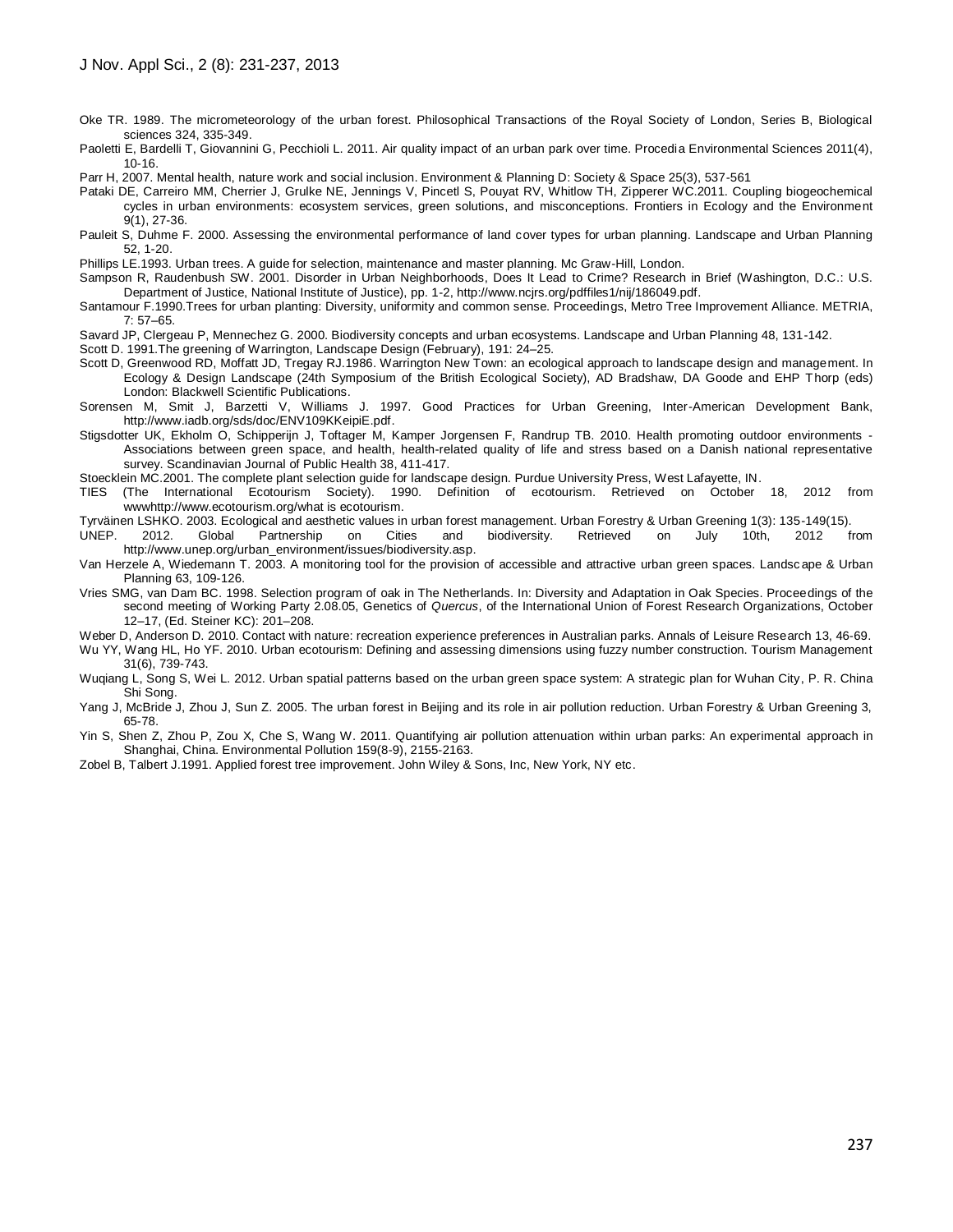Oke TR. 1989. The micrometeorology of the urban forest. Philosophical Transactions of the Royal Society of London, Series B, Biological sciences 324, 335-349.

Paoletti E, Bardelli T, Giovannini G, Pecchioli L. 2011. Air quality impact of an urban park over time. Procedia Environmental Sciences 2011(4), 10-16.

Parr H, 2007. Mental health, nature work and social inclusion. Environment & Planning D: Society & Space 25(3), 537-561

Pataki DE, Carreiro MM, Cherrier J, Grulke NE, Jennings V, Pincetl S, Pouyat RV, Whitlow TH, Zipperer WC.2011. Coupling biogeochemical cycles in urban environments: ecosystem services, green solutions, and misconceptions. Frontiers in Ecology and the Environment 9(1), 27-36.

Pauleit S, Duhme F. 2000. Assessing the environmental performance of land cover types for urban planning. Landscape and Urban Planning 52, 1-20.

Phillips LE.1993. Urban trees. A guide for selection, maintenance and master planning. Mc Graw-Hill, London.

Sampson R, Raudenbush SW. 2001. Disorder in Urban Neighborhoods, Does It Lead to Crime? Research in Brief (Washington, D.C.: U.S. Department of Justice, National Institute of Justice), pp. 1-2, http://www.ncjrs.org/pdffiles1/nij/186049.pdf.

Santamour F.1990.Trees for urban planting: Diversity, uniformity and common sense. Proceedings, Metro Tree Improvement Alliance. METRIA, 7: 57–65.

Savard JP, Clergeau P, Mennechez G. 2000. Biodiversity concepts and urban ecosystems. Landscape and Urban Planning 48, 131-142.

Scott D. 1991.The greening of Warrington, Landscape Design (February), 191: 24–25.

Scott D, Greenwood RD, Moffatt JD, Tregay RJ.1986. Warrington New Town: an ecological approach to landscape design and management. In Ecology & Design Landscape (24th Symposium of the British Ecological Society), AD Bradshaw, DA Goode and EHP Thorp (eds) London: Blackwell Scientific Publications.

Sorensen M, Smit J, Barzetti V, Williams J. 1997. Good Practices for Urban Greening, Inter-American Development Bank, http://www.iadb.org/sds/doc/ENV109KKeipiE.pdf.

Stigsdotter UK, Ekholm O, Schipperijn J, Toftager M, Kamper Jorgensen F, Randrup TB. 2010. Health promoting outdoor environments - Associations between green space, and health, health-related quality of life and stress based on a Danish national representative survey. Scandinavian Journal of Public Health 38, 411-417.

Stoecklein MC.2001. The complete plant selection guide for landscape design. Purdue University Press, West Lafayette, IN.

TIES (The International Ecotourism Society). 1990. Definition of ecotourism. Retrieved on October 18, 2012 from wwwhttp://www.ecotourism.org/what is ecotourism.

Tyrväinen LSHKO. 2003. Ecological and aesthetic values in urban forest management. Urban Forestry & Urban Greening 1(3): 135-149(15).

UNEP. 2012. Global Partnership on Cities and biodiversity. Retrieved on July 10th, 2012 from http://www.unep.org/urban_environment/issues/biodiversity.asp.

Van Herzele A, Wiedemann T. 2003. A monitoring tool for the provision of accessible and attractive urban green spaces. Landscape & Urban Planning 63, 109-126.

Vries SMG, van Dam BC. 1998. Selection program of oak in The Netherlands. In: Diversity and Adaptation in Oak Species. Proceedings of the second meeting of Working Party 2.08.05, Genetics of *Quercus*, of the International Union of Forest Research Organizations, October 12–17, (Ed. Steiner KC): 201–208.

Weber D, Anderson D. 2010. Contact with nature: recreation experience preferences in Australian parks. Annals of Leisure Research 13, 46-69.

Wu YY, Wang HL, Ho YF. 2010. Urban ecotourism: Defining and assessing dimensions using fuzzy number construction. Tourism Management 31(6), 739-743.

Wuqiang L, Song S, Wei L. 2012. Urban spatial patterns based on the urban green space system: A strategic plan for Wuhan City, P. R. China Shi Song.

Yang J, McBride J, Zhou J, Sun Z. 2005. The urban forest in Beijing and its role in air pollution reduction. Urban Forestry & Urban Greening 3, 65-78.

Yin S, Shen Z, Zhou P, Zou X, Che S, Wang W. 2011. Quantifying air pollution attenuation within urban parks: An experimental approach in Shanghai, China. Environmental Pollution 159(8-9), 2155-2163.

Zobel B, Talbert J.1991. Applied forest tree improvement. John Wiley & Sons, Inc, New York, NY etc.